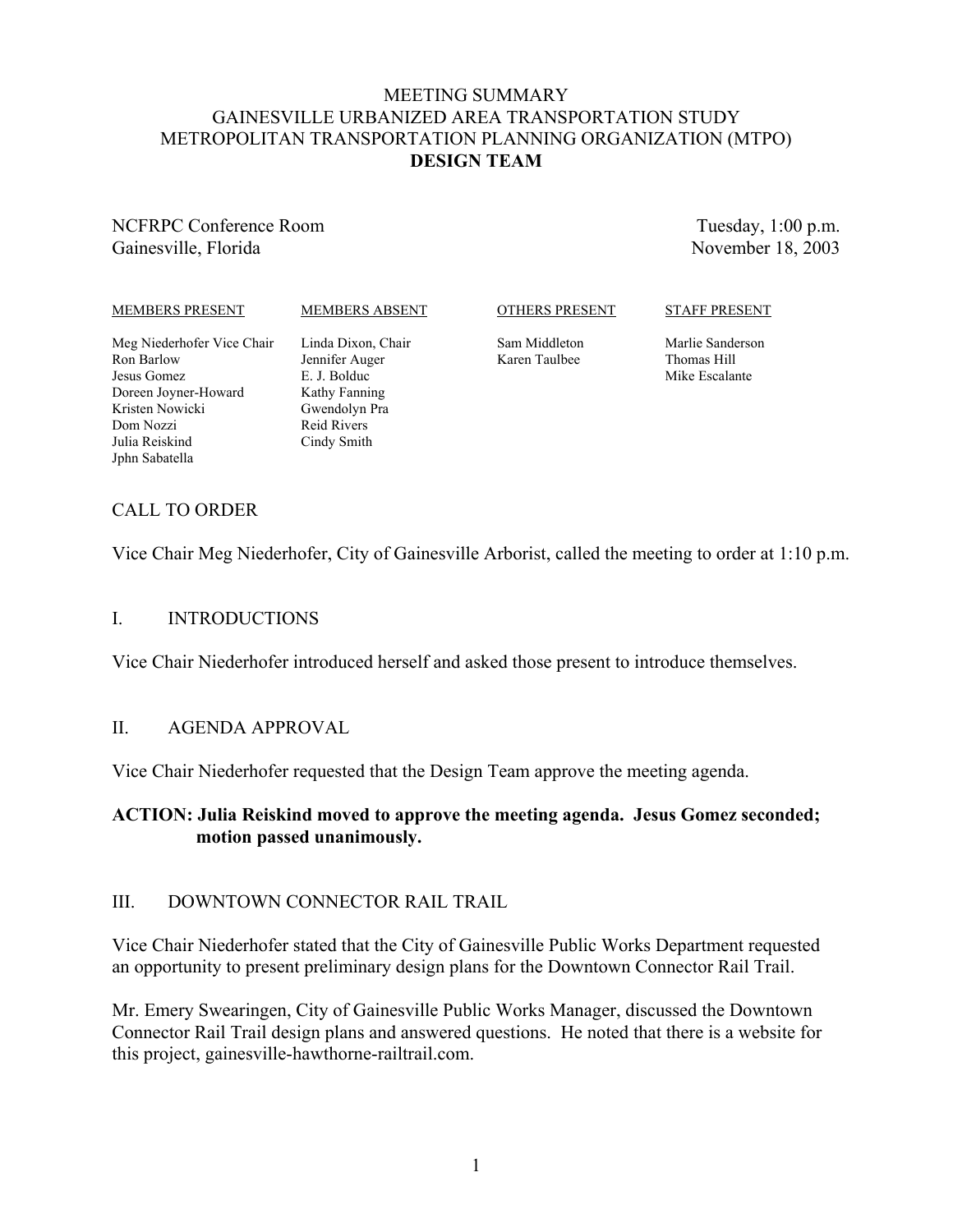# MEETING SUMMARY
# GAINESVILLE URBANIZED AREA TRANSPORTATION STUDY
# METROPOLITAN TRANSPORTATION PLANNING ORGANIZATION (MTPO)
# DESIGN TEAM

NCFRPC Conference Room
Gainesville, Florida

Tuesday, 1:00 p.m.
November 18, 2003

| MEMBERS PRESENT | MEMBERS ABSENT | OTHERS PRESENT | STAFF PRESENT |
|---|---|---|---|
| Meg Niederhofer Vice Chair | Linda Dixon, Chair | Sam Middleton | Marlie Sanderson |
| Ron Barlow | Jennifer Auger | Karen Taulbee | Thomas Hill |
| Jesus Gomez | E. J. Bolduc | | Mike Escalante |
| Doreen Joyner-Howard | Kathy Fanning | | |
| Kristen Nowicki | Gwendolyn Pra | | |
| Dom Nozzi | Reid Rivers | | |
| Julia Reiskind | Cindy Smith | | |
| Jphn Sabatella | | | |

## CALL TO ORDER

Vice Chair Meg Niederhofer, City of Gainesville Arborist, called the meeting to order at 1:10 p.m.

## I. INTRODUCTIONS

Vice Chair Niederhofer introduced herself and asked those present to introduce themselves.

## II. AGENDA APPROVAL

Vice Chair Niederhofer requested that the Design Team approve the meeting agenda.

**ACTION: Julia Reiskind moved to approve the meeting agenda. Jesus Gomez seconded; motion passed unanimously.**

## III. DOWNTOWN CONNECTOR RAIL TRAIL

Vice Chair Niederhofer stated that the City of Gainesville Public Works Department requested an opportunity to present preliminary design plans for the Downtown Connector Rail Trail.

Mr. Emery Swearingen, City of Gainesville Public Works Manager, discussed the Downtown Connector Rail Trail design plans and answered questions. He noted that there is a website for this project, gainesville-hawthorne-railtrail.com.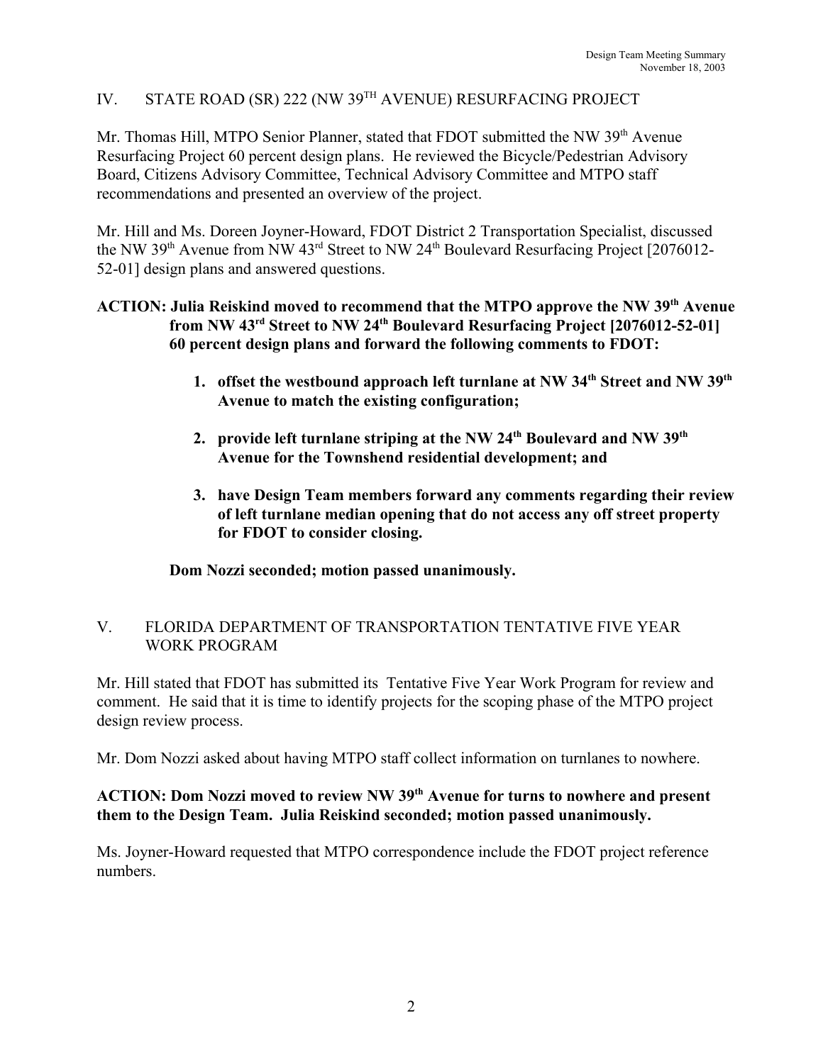## IV. STATE ROAD (SR) 222 (NW 39TH AVENUE) RESURFACING PROJECT

Mr. Thomas Hill, MTPO Senior Planner, stated that FDOT submitted the NW 39th Avenue Resurfacing Project 60 percent design plans. He reviewed the Bicycle/Pedestrian Advisory Board, Citizens Advisory Committee, Technical Advisory Committee and MTPO staff recommendations and presented an overview of the project.

Mr. Hill and Ms. Doreen Joyner-Howard, FDOT District 2 Transportation Specialist, discussed the NW 39th Avenue from NW 43rd Street to NW 24th Boulevard Resurfacing Project [2076012-52-01] design plans and answered questions.

**ACTION: Julia Reiskind moved to recommend that the MTPO approve the NW 39th Avenue from NW 43rd Street to NW 24th Boulevard Resurfacing Project [2076012-52-01] 60 percent design plans and forward the following comments to FDOT:**

1. **offset the westbound approach left turnlane at NW 34th Street and NW 39th Avenue to match the existing configuration;**

2. **provide left turnlane striping at the NW 24th Boulevard and NW 39th Avenue for the Townshend residential development; and**

3. **have Design Team members forward any comments regarding their review of left turnlane median opening that do not access any off street property for FDOT to consider closing.**

**Dom Nozzi seconded; motion passed unanimously.**

## V. FLORIDA DEPARTMENT OF TRANSPORTATION TENTATIVE FIVE YEAR WORK PROGRAM

Mr. Hill stated that FDOT has submitted its Tentative Five Year Work Program for review and comment. He said that it is time to identify projects for the scoping phase of the MTPO project design review process.

Mr. Dom Nozzi asked about having MTPO staff collect information on turnlanes to nowhere.

**ACTION: Dom Nozzi moved to review NW 39th Avenue for turns to nowhere and present them to the Design Team. Julia Reiskind seconded; motion passed unanimously.**

Ms. Joyner-Howard requested that MTPO correspondence include the FDOT project reference numbers.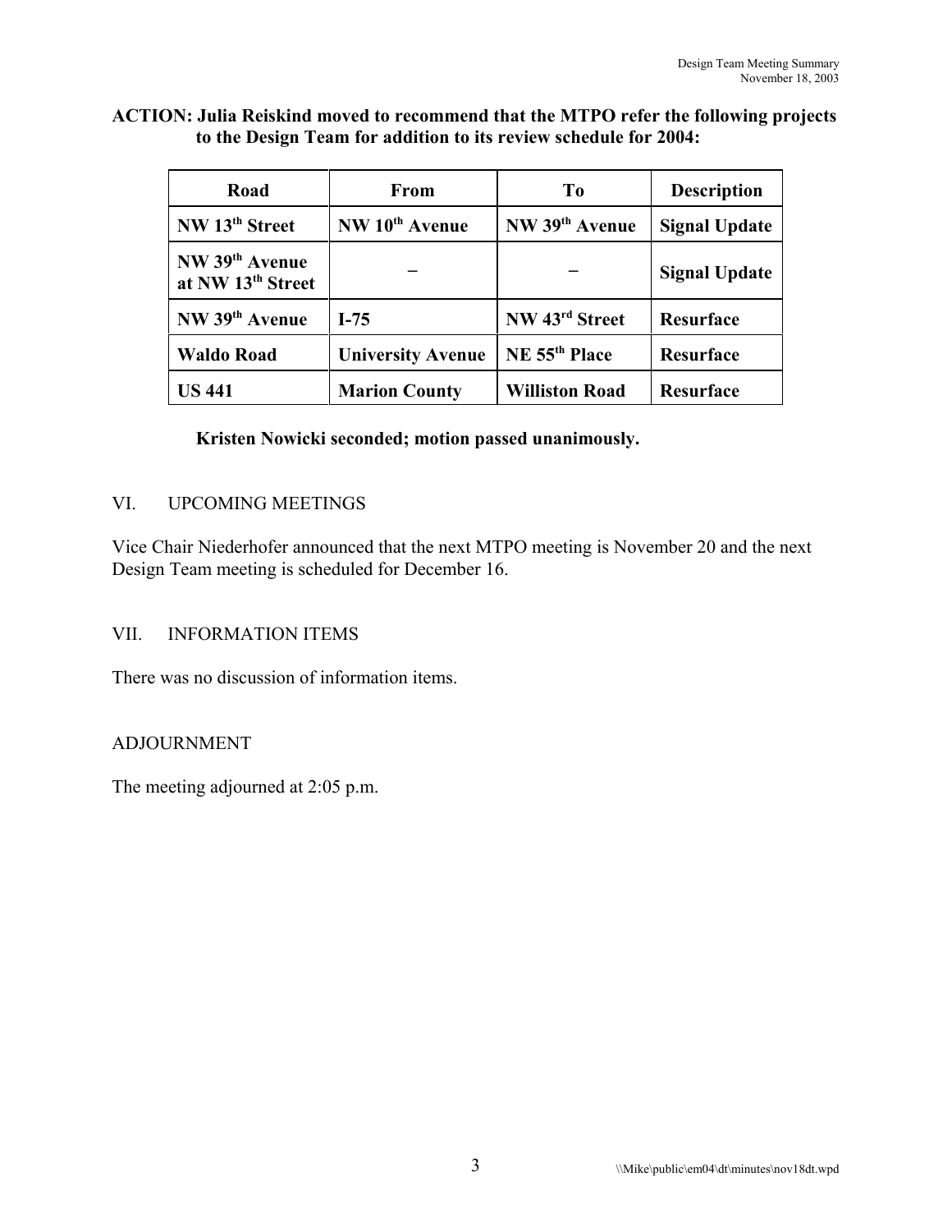**ACTION: Julia Reiskind moved to recommend that the MTPO refer the following projects to the Design Team for addition to its review schedule for 2004:**

| Road | From | To | Description |
|---|---|---|---|
| **NW 13th Street** | **NW 10th Avenue** | **NW 39th Avenue** | **Signal Update** |
| **NW 39th Avenue at NW 13th Street** | – | – | **Signal Update** |
| **NW 39th Avenue** | **I-75** | **NW 43rd Street** | **Resurface** |
| **Waldo Road** | **University Avenue** | **NE 55th Place** | **Resurface** |
| **US 441** | **Marion County** | **Williston Road** | **Resurface** |

**Kristen Nowicki seconded; motion passed unanimously.**

## VI. UPCOMING MEETINGS

Vice Chair Niederhofer announced that the next MTPO meeting is November 20 and the next Design Team meeting is scheduled for December 16.

## VII. INFORMATION ITEMS

There was no discussion of information items.

## ADJOURNMENT

The meeting adjourned at 2:05 p.m.